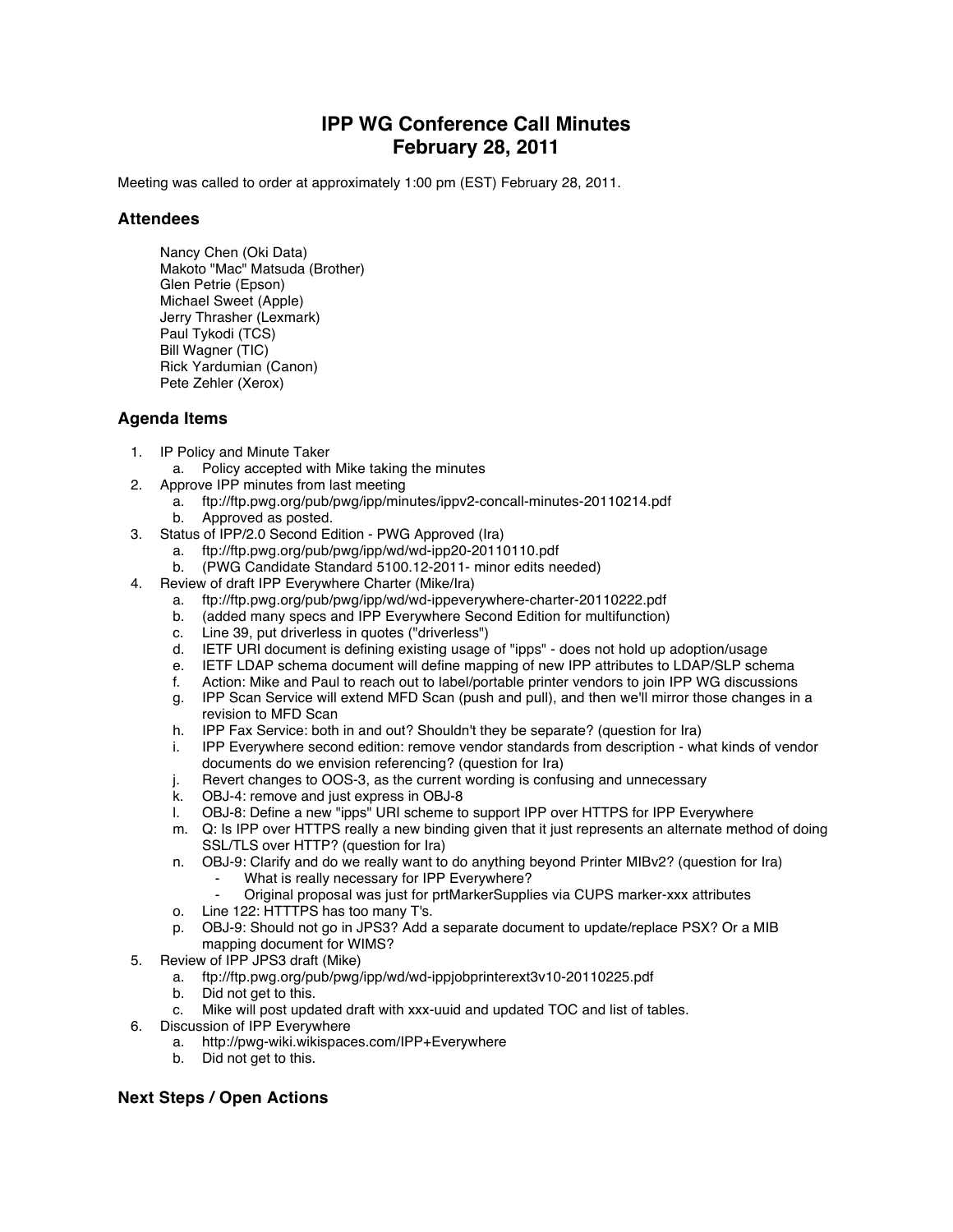# IPP WG Conference Call Minutes
# February 28, 2011

Meeting was called to order at approximately 1:00 pm (EST) February 28, 2011.

## Attendees

Nancy Chen (Oki Data)
Makoto "Mac" Matsuda (Brother)
Glen Petrie (Epson)
Michael Sweet (Apple)
Jerry Thrasher (Lexmark)
Paul Tykodi (TCS)
Bill Wagner (TIC)
Rick Yardumian (Canon)
Pete Zehler (Xerox)

## Agenda Items

1. IP Policy and Minute Taker
   a. Policy accepted with Mike taking the minutes
2. Approve IPP minutes from last meeting
   a. ftp://ftp.pwg.org/pub/pwg/ipp/minutes/ippv2-concall-minutes-20110214.pdf
   b. Approved as posted.
3. Status of IPP/2.0 Second Edition - PWG Approved (Ira)
   a. ftp://ftp.pwg.org/pub/pwg/ipp/wd/wd-ipp20-20110110.pdf
   b. (PWG Candidate Standard 5100.12-2011- minor edits needed)
4. Review of draft IPP Everywhere Charter (Mike/Ira)
   a. ftp://ftp.pwg.org/pub/pwg/ipp/wd/wd-ippeverywhere-charter-20110222.pdf
   b. (added many specs and IPP Everywhere Second Edition for multifunction)
   c. Line 39, put driverless in quotes ("driverless")
   d. IETF URI document is defining existing usage of "ipps" - does not hold up adoption/usage
   e. IETF LDAP schema document will define mapping of new IPP attributes to LDAP/SLP schema
   f. Action: Mike and Paul to reach out to label/portable printer vendors to join IPP WG discussions
   g. IPP Scan Service will extend MFD Scan (push and pull), and then we'll mirror those changes in a revision to MFD Scan
   h. IPP Fax Service: both in and out? Shouldn't they be separate? (question for Ira)
   i. IPP Everywhere second edition: remove vendor standards from description - what kinds of vendor documents do we envision referencing? (question for Ira)
   j. Revert changes to OOS-3, as the current wording is confusing and unnecessary
   k. OBJ-4: remove and just express in OBJ-8
   l. OBJ-8: Define a new "ipps" URI scheme to support IPP over HTTPS for IPP Everywhere
   m. Q: Is IPP over HTTPS really a new binding given that it just represents an alternate method of doing SSL/TLS over HTTP? (question for Ira)
   n. OBJ-9: Clarify and do we really want to do anything beyond Printer MIBv2? (question for Ira)
      - What is really necessary for IPP Everywhere?
      - Original proposal was just for prtMarkerSupplies via CUPS marker-xxx attributes
   o. Line 122: HTTTPS has too many T's.
   p. OBJ-9: Should not go in JPS3? Add a separate document to update/replace PSX? Or a MIB mapping document for WIMS?
5. Review of IPP JPS3 draft (Mike)
   a. ftp://ftp.pwg.org/pub/pwg/ipp/wd/wd-ippjobprinterext3v10-20110225.pdf
   b. Did not get to this.
   c. Mike will post updated draft with xxx-uuid and updated TOC and list of tables.
6. Discussion of IPP Everywhere
   a. http://pwg-wiki.wikispaces.com/IPP+Everywhere
   b. Did not get to this.

## Next Steps / Open Actions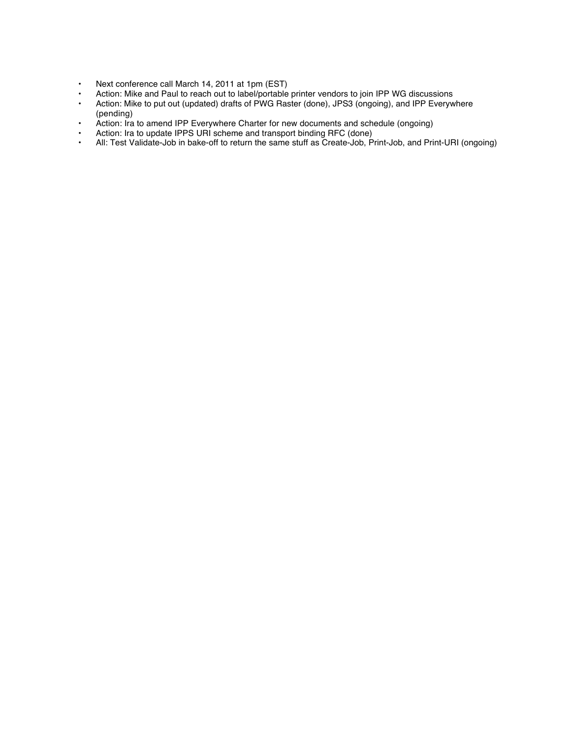- Next conference call March 14, 2011 at 1pm (EST)
- Action: Mike and Paul to reach out to label/portable printer vendors to join IPP WG discussions
- Action: Mike to put out (updated) drafts of PWG Raster (done), JPS3 (ongoing), and IPP Everywhere (pending)
- Action: Ira to amend IPP Everywhere Charter for new documents and schedule (ongoing)
- Action: Ira to update IPPS URI scheme and transport binding RFC (done)
- All: Test Validate-Job in bake-off to return the same stuff as Create-Job, Print-Job, and Print-URI (ongoing)